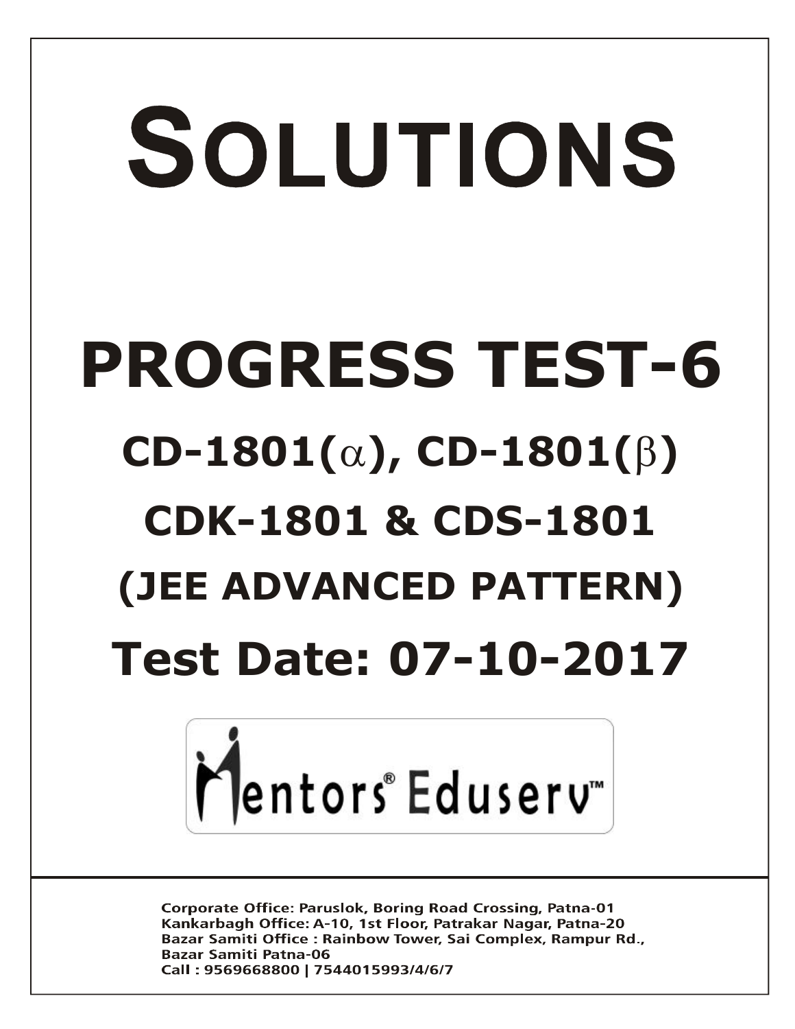# SOLUTIONS

# PROGRESS TEST-6

## CD-1801($\alpha$), CD-1801($\beta$)

## CDK-1801 & CDS-1801

## (JEE ADVANCED PATTERN)

## Test Date: 07-10-2017

Mentors® Eduserv™

Corporate Office: Paruslok, Boring Road Crossing, Patna-01
Kankarbagh Office: A-10, 1st Floor, Patrakar Nagar, Patna-20
Bazar Samiti Office : Rainbow Tower, Sai Complex, Rampur Rd., Bazar Samiti Patna-06
Call : 9569668800 | 7544015993/4/6/7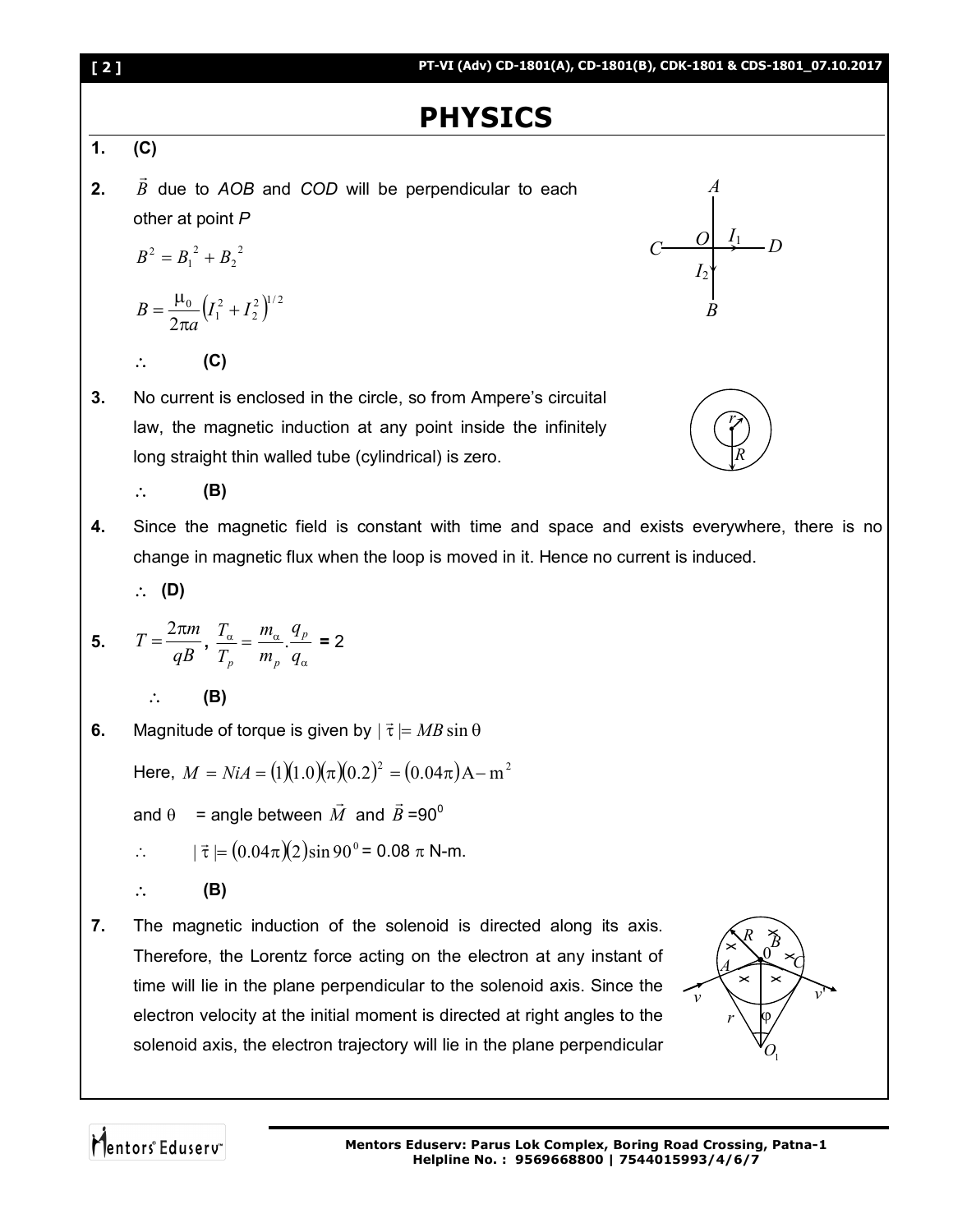# PHYSICS

**1.** **(C)**

**2.** $\vec{B}$ due to *AOB* and *COD* will be perpendicular to each other at point *P*

$$B^2 = B_1^{\,2} + B_2^{\,2}$$

$$B = \frac{\mu_0}{2\pi a}\left(I_1^2 + I_2^2\right)^{1/2}$$

$\therefore$ **(C)**

**3.** No current is enclosed in the circle, so from Ampere's circuital law, the magnetic induction at any point inside the infinitely long straight thin walled tube (cylindrical) is zero.

$\therefore$ **(B)**

**4.** Since the magnetic field is constant with time and space and exists everywhere, there is no change in magnetic flux when the loop is moved in it. Hence no current is induced.

$\therefore$ **(D)**

**5.** $T = \dfrac{2\pi m}{qB}$, $\dfrac{T_\alpha}{T_p} = \dfrac{m_\alpha}{m_p} \cdot \dfrac{q_p}{q_\alpha} = 2$

$\therefore$ **(B)**

**6.** Magnitude of torque is given by $|\vec{\tau}| = MB\sin\theta$

Here, $M = NiA = (1)(1.0)(\pi)(0.2)^2 = (0.04\pi)\,\text{A} - \text{m}^2$

and $\theta$ = angle between $\vec{M}$ and $\vec{B} = 90^0$

$\therefore \quad |\vec{\tau}| = (0.04\pi)(2)\sin 90^0 = 0.08\,\pi$ N-m.

$\therefore$ **(B)**

**7.** The magnetic induction of the solenoid is directed along its axis. Therefore, the Lorentz force acting on the electron at any instant of time will lie in the plane perpendicular to the solenoid axis. Since the electron velocity at the initial moment is directed at right angles to the solenoid axis, the electron trajectory will lie in the plane perpendicular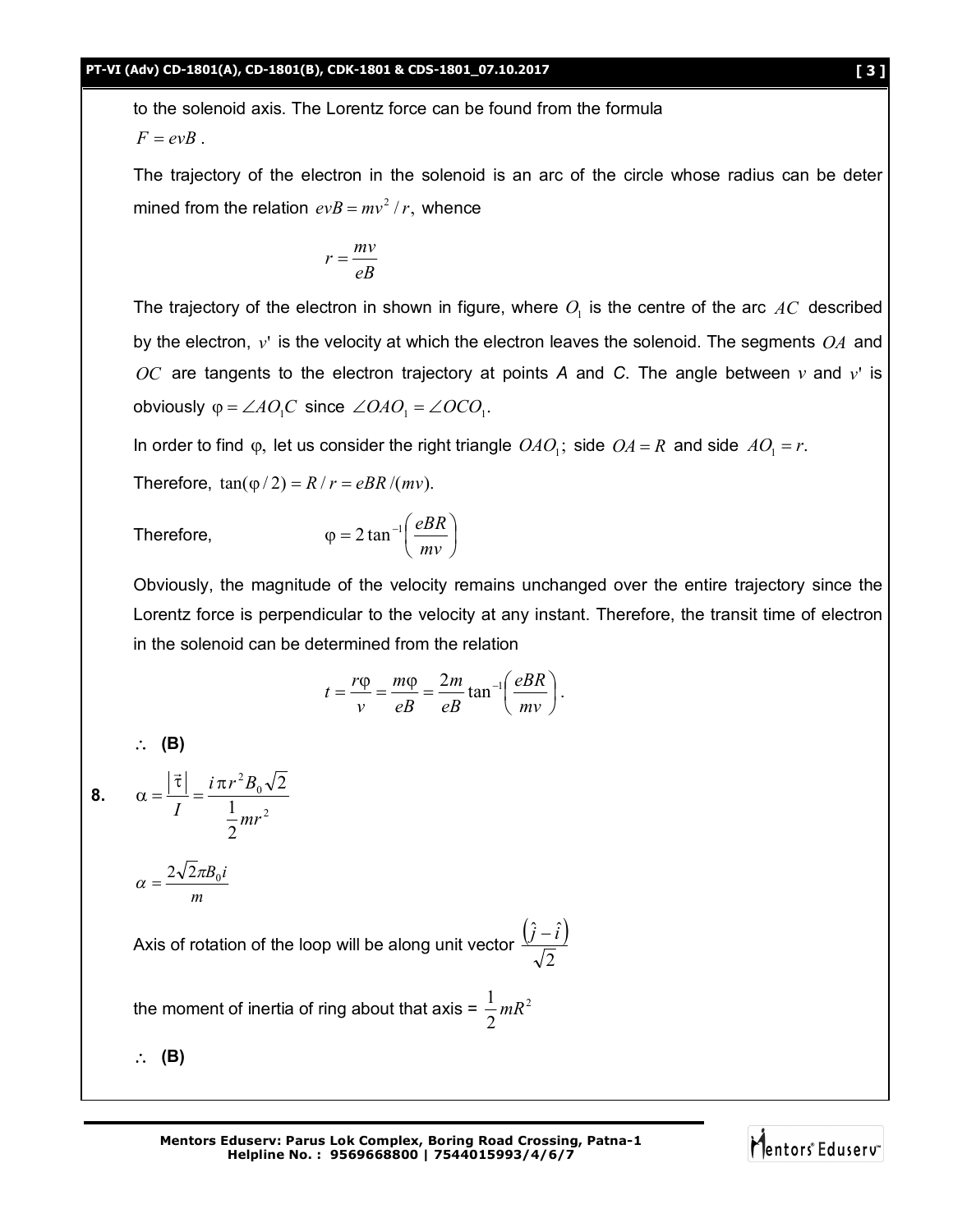to the solenoid axis. The Lorentz force can be found from the formula

$F = evB$.

The trajectory of the electron in the solenoid is an arc of the circle whose radius can be deter mined from the relation $evB = mv^2/r$, whence

$$r = \frac{mv}{eB}$$

The trajectory of the electron in shown in figure, where $O_1$ is the centre of the arc $AC$ described by the electron, $v'$ is the velocity at which the electron leaves the solenoid. The segments $OA$ and $OC$ are tangents to the electron trajectory at points *A* and *C*. The angle between $v$ and $v'$ is obviously $\varphi = \angle AO_1C$ since $\angle OAO_1 = \angle OCO_1$.

In order to find $\varphi$, let us consider the right triangle $OAO_1$; side $OA = R$ and side $AO_1 = r$.

Therefore, $\tan(\varphi/2) = R/r = eBR/(mv)$.

Therefore, $$\varphi = 2\tan^{-1}\left(\frac{eBR}{mv}\right)$$

Obviously, the magnitude of the velocity remains unchanged over the entire trajectory since the Lorentz force is perpendicular to the velocity at any instant. Therefore, the transit time of electron in the solenoid can be determined from the relation

$$t = \frac{r\varphi}{v} = \frac{m\varphi}{eB} = \frac{2m}{eB}\tan^{-1}\left(\frac{eBR}{mv}\right).$$

$\therefore$ **(B)**

**8.** $$\alpha = \frac{|\vec{\tau}|}{I} = \frac{i\pi r^2 B_0\sqrt{2}}{\frac{1}{2}mr^2}$$

$$\alpha = \frac{2\sqrt{2}\pi B_0 i}{m}$$

Axis of rotation of the loop will be along unit vector $\frac{(\hat{j}-\hat{i})}{\sqrt{2}}$

the moment of inertia of ring about that axis = $\frac{1}{2}mR^2$

$\therefore$ **(B)**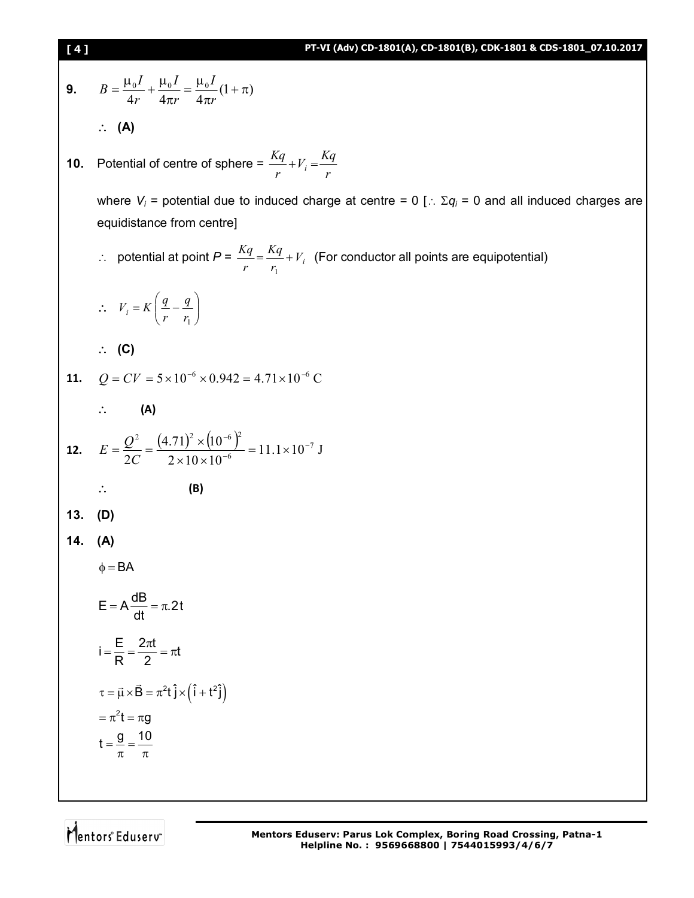**9.** $B = \frac{\mu_0 I}{4r} + \frac{\mu_0 I}{4\pi r} = \frac{\mu_0 I}{4\pi r}(1+\pi)$

$\therefore$ **(A)**

**10.** Potential of centre of sphere = $\frac{Kq}{r} + V_i = \frac{Kq}{r}$

where $V_i$ = potential due to induced charge at centre = 0 [$\therefore$ $\Sigma q_i$ = 0 and all induced charges are equidistance from centre]

$\therefore$ potential at point $P$ = $\frac{Kq}{r} = \frac{Kq}{r_1} + V_i$ (For conductor all points are equipotential)

$\therefore$ $V_i = K\left(\frac{q}{r} - \frac{q}{r_1}\right)$

$\therefore$ **(C)**

**11.** $Q = CV = 5 \times 10^{-6} \times 0.942 = 4.71 \times 10^{-6}\text{ C}$

$\therefore$ **(A)**

**12.** $E = \frac{Q^2}{2C} = \frac{(4.71)^2 \times (10^{-6})^2}{2 \times 10 \times 10^{-6}} = 11.1 \times 10^{-7}\text{ J}$

$\therefore$ **(B)**

**13.** **(D)**

**14.** **(A)**

$\phi = BA$

$E = A\frac{dB}{dt} = \pi.2t$

$i = \frac{E}{R} = \frac{2\pi t}{2} = \pi t$

$\tau = \vec{\mu} \times \vec{B} = \pi^2 t\,\hat{j} \times \left(\hat{i} + t^2\hat{j}\right)$

$= \pi^2 t = \pi g$

$t = \frac{g}{\pi} = \frac{10}{\pi}$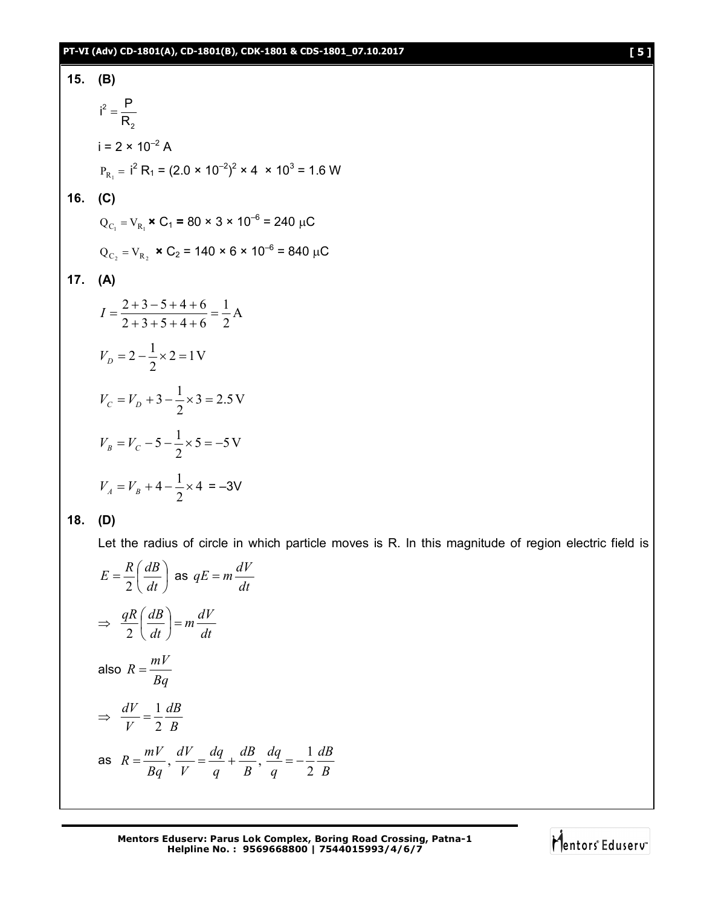**15. (B)**

$$i^2 = \frac{P}{R_2}$$

$i = 2 \times 10^{-2}$ A

$P_{R_1} = i^2 R_1 = (2.0 \times 10^{-2})^2 \times 4 \times 10^3 = 1.6$ W

**16. (C)**

$Q_{C_1} = V_{R_1} \times C_1 = 80 \times 3 \times 10^{-6} = 240\ \mu$C

$Q_{C_2} = V_{R_2} \times C_2 = 140 \times 6 \times 10^{-6} = 840\ \mu$C

**17. (A)**

$$I = \frac{2+3-5+4+6}{2+3+5+4+6} = \frac{1}{2}\text{A}$$

$$V_D = 2 - \frac{1}{2} \times 2 = 1\text{V}$$

$$V_C = V_D + 3 - \frac{1}{2} \times 3 = 2.5\text{V}$$

$$V_B = V_C - 5 - \frac{1}{2} \times 5 = -5\text{V}$$

$$V_A = V_B + 4 - \frac{1}{2} \times 4 = -3\text{V}$$

**18. (D)**

Let the radius of circle in which particle moves is R. In this magnitude of region electric field is

$E = \frac{R}{2}\left(\frac{dB}{dt}\right)$ as $qE = m\frac{dV}{dt}$

$$\Rightarrow \frac{qR}{2}\left(\frac{dB}{dt}\right) = m\frac{dV}{dt}$$

also $R = \frac{mV}{Bq}$

$$\Rightarrow \frac{dV}{V} = \frac{1}{2}\frac{dB}{B}$$

as $R = \frac{mV}{Bq}$, $\frac{dV}{V} = \frac{dq}{q} + \frac{dB}{B}$, $\frac{dq}{q} = -\frac{1}{2}\frac{dB}{B}$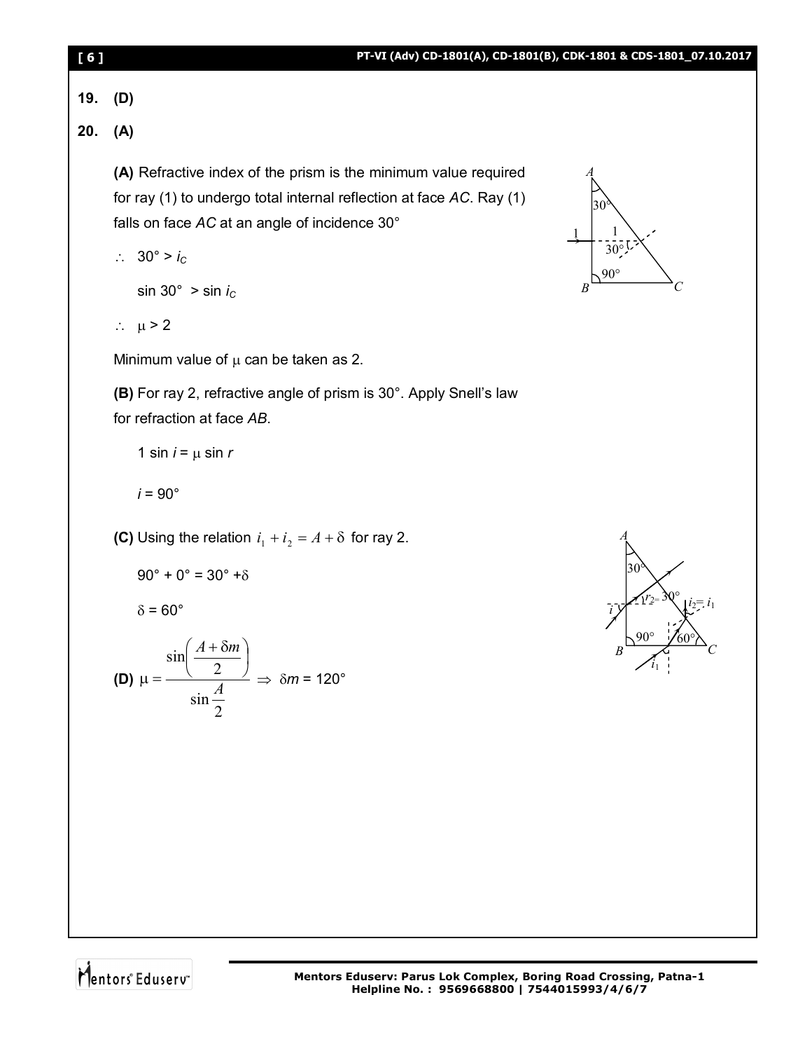**19.** **(D)**

**20.** **(A)**

**(A)** Refractive index of the prism is the minimum value required for ray (1) to undergo total internal reflection at face *AC*. Ray (1) falls on face *AC* at an angle of incidence 30°

$\therefore$ $30° > i_C$

$\sin 30° > \sin i_C$

$\therefore$ $\mu > 2$

Minimum value of $\mu$ can be taken as 2.

**(B)** For ray 2, refractive angle of prism is 30°. Apply Snell's law for refraction at face *AB*.

$1 \sin i = \mu \sin r$

$i = 90°$

**(C)** Using the relation $i_1 + i_2 = A + \delta$ for ray 2.

$90° + 0° = 30° + \delta$

$\delta = 60°$

**(D)** $\mu = \dfrac{\sin\left(\dfrac{A + \delta m}{2}\right)}{\sin \dfrac{A}{2}} \Rightarrow \delta m = 120°$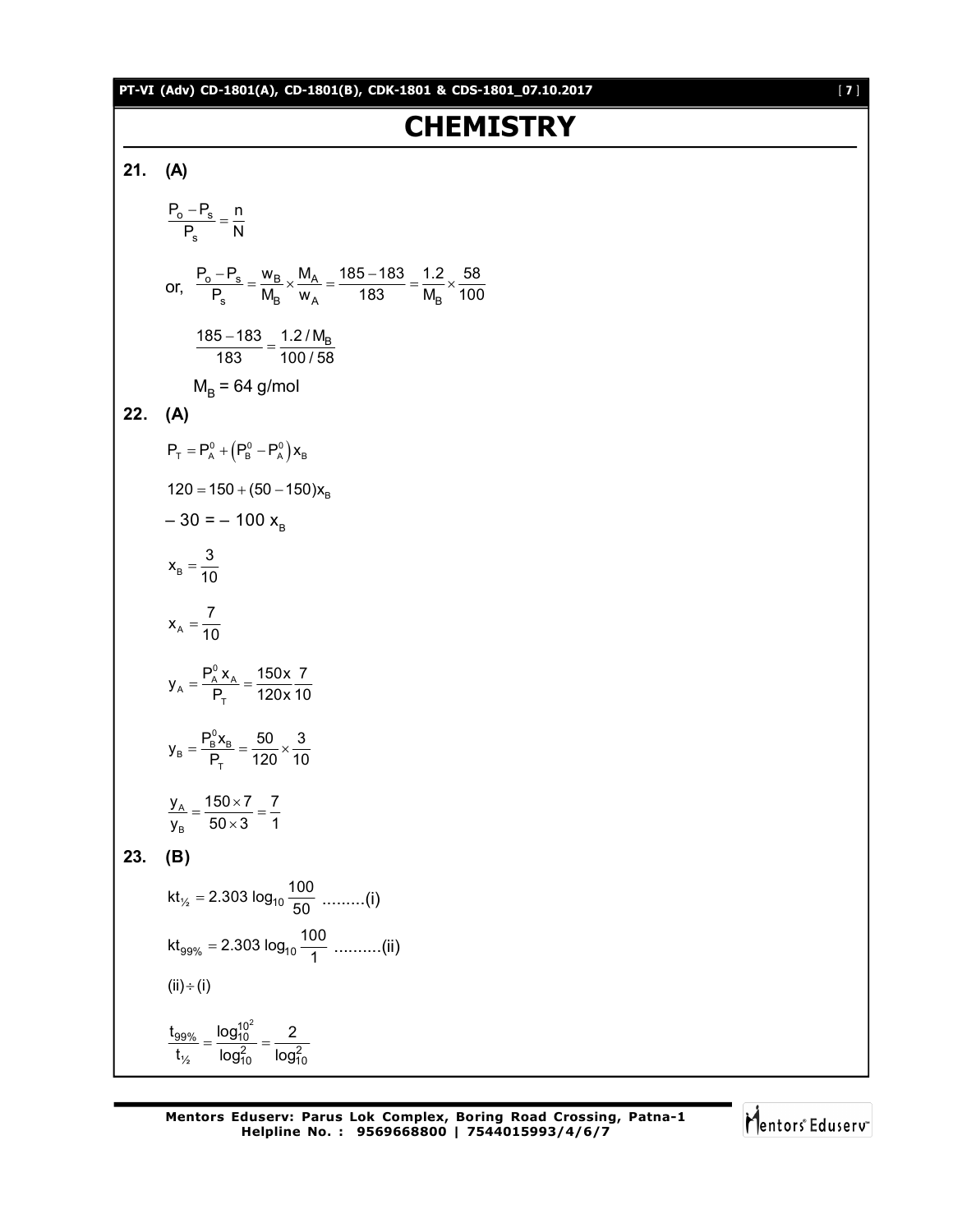# CHEMISTRY

**21. (A)**

$$\frac{P_o - P_s}{P_s} = \frac{n}{N}$$

or, $\frac{P_o - P_s}{P_s} = \frac{w_B}{M_B} \times \frac{M_A}{w_A} = \frac{185 - 183}{183} = \frac{1.2}{M_B} \times \frac{58}{100}$

$$\frac{185 - 183}{183} = \frac{1.2 / M_B}{100 / 58}$$

$M_B$ = 64 g/mol

**22. (A)**

$$P_T = P_A^0 + \left(P_B^0 - P_A^0\right)x_B$$

$$120 = 150 + (50 - 150)x_B$$

$$-30 = -100\ x_B$$

$$x_B = \frac{3}{10}$$

$$x_A = \frac{7}{10}$$

$$y_A = \frac{P_A^0 x_A}{P_T} = \frac{150x}{120x}\frac{7}{10}$$

$$y_B = \frac{P_B^0 x_B}{P_T} = \frac{50}{120} \times \frac{3}{10}$$

$$\frac{y_A}{y_B} = \frac{150 \times 7}{50 \times 3} = \frac{7}{1}$$

**23. (B)**

$$kt_{½} = 2.303 \log_{10}\frac{100}{50} \text{ .........(i)}$$

$$kt_{99\%} = 2.303 \log_{10}\frac{100}{1} \text{ ..........(ii)}$$

$$(ii) \div (i)$$

$$\frac{t_{99\%}}{t_{½}} = \frac{\log_{10}^{10^2}}{\log_{10}^{2}} = \frac{2}{\log_{10}^{2}}$$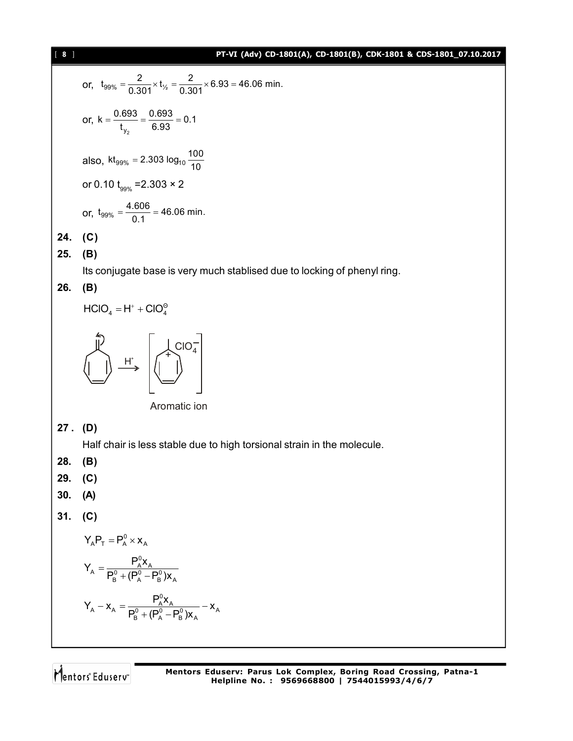or, $t_{99\%} = \frac{2}{0.301} \times t_{½} = \frac{2}{0.301} \times 6.93 = 46.06$ min.

or, $k = \frac{0.693}{t_{y_2}} = \frac{0.693}{6.93} = 0.1$

also, $kt_{99\%} = 2.303 \log_{10} \frac{100}{10}$

or $0.10\ t_{99\%} = 2.303 \times 2$

or, $t_{99\%} = \frac{4.606}{0.1} = 46.06$ min.

**24. (C)**

**25. (B)**

Its conjugate base is very much stablised due to locking of phenyl ring.

**26. (B)**

$HClO_4 = H^+ + ClO_4^{\ominus}$

$\xrightarrow{H^+}$ $\left[ \quad ClO_4^- \right]$

Aromatic ion

**27 . (D)**

Half chair is less stable due to high torsional strain in the molecule.

**28. (B)**

**29. (C)**

**30. (A)**

**31. (C)**

$$Y_A P_T = P_A^0 \times x_A$$

$$Y_A = \frac{P_A^0 x_A}{P_B^0 + (P_A^0 - P_B^0)x_A}$$

$$Y_A - x_A = \frac{P_A^0 x_A}{P_B^0 + (P_A^0 - P_B^0)x_A} - x_A$$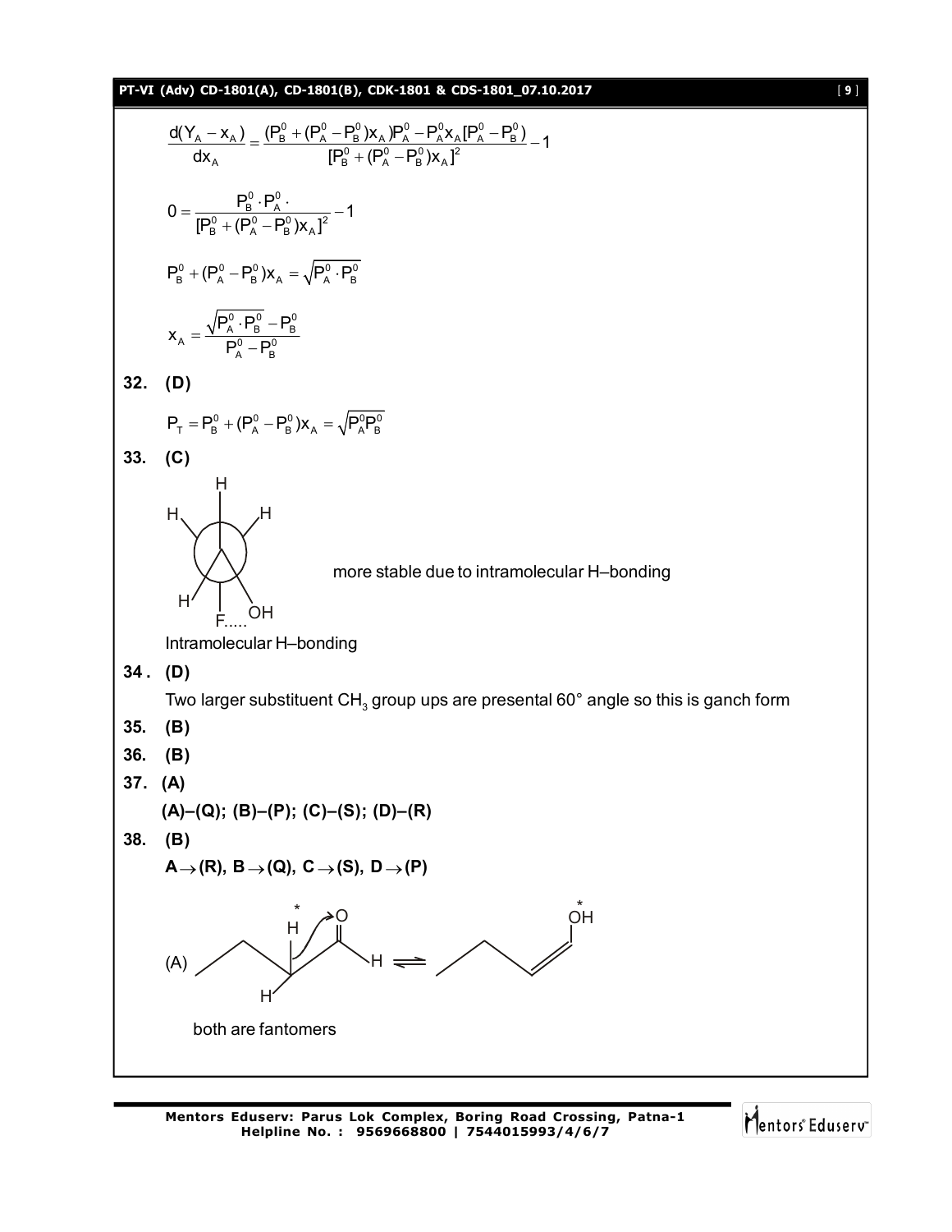$$\frac{d(Y_A - x_A)}{dx_A} = \frac{(P_B^0 + (P_A^0 - P_B^0)x_A)P_A^0 - P_A^0 x_A [P_A^0 - P_B^0)}{[P_B^0 + (P_A^0 - P_B^0)x_A]^2} - 1$$

$$0 = \frac{P_B^0 \cdot P_A^0 \cdot}{[P_B^0 + (P_A^0 - P_B^0)x_A]^2} - 1$$

$$P_B^0 + (P_A^0 - P_B^0)x_A = \sqrt{P_A^0 \cdot P_B^0}$$

$$x_A = \frac{\sqrt{P_A^0 \cdot P_B^0} - P_B^0}{P_A^0 - P_B^0}$$

**32. (D)**

$$P_T = P_B^0 + (P_A^0 - P_B^0)x_A = \sqrt{P_A^0 P_B^0}$$

**33. (C)**

more stable due to intramolecular H–bonding

Intramolecular H–bonding

**34 . (D)**

Two larger substituent $CH_3$ group ups are presental 60° angle so this is ganch form

**35. (B)**

**36. (B)**

**37. (A)**

**(A)–(Q); (B)–(P); (C)–(S); (D)–(R)**

**38. (B)**

**A → (R), B → (Q), C → (S), D → (P)**

(A)

both are fantomers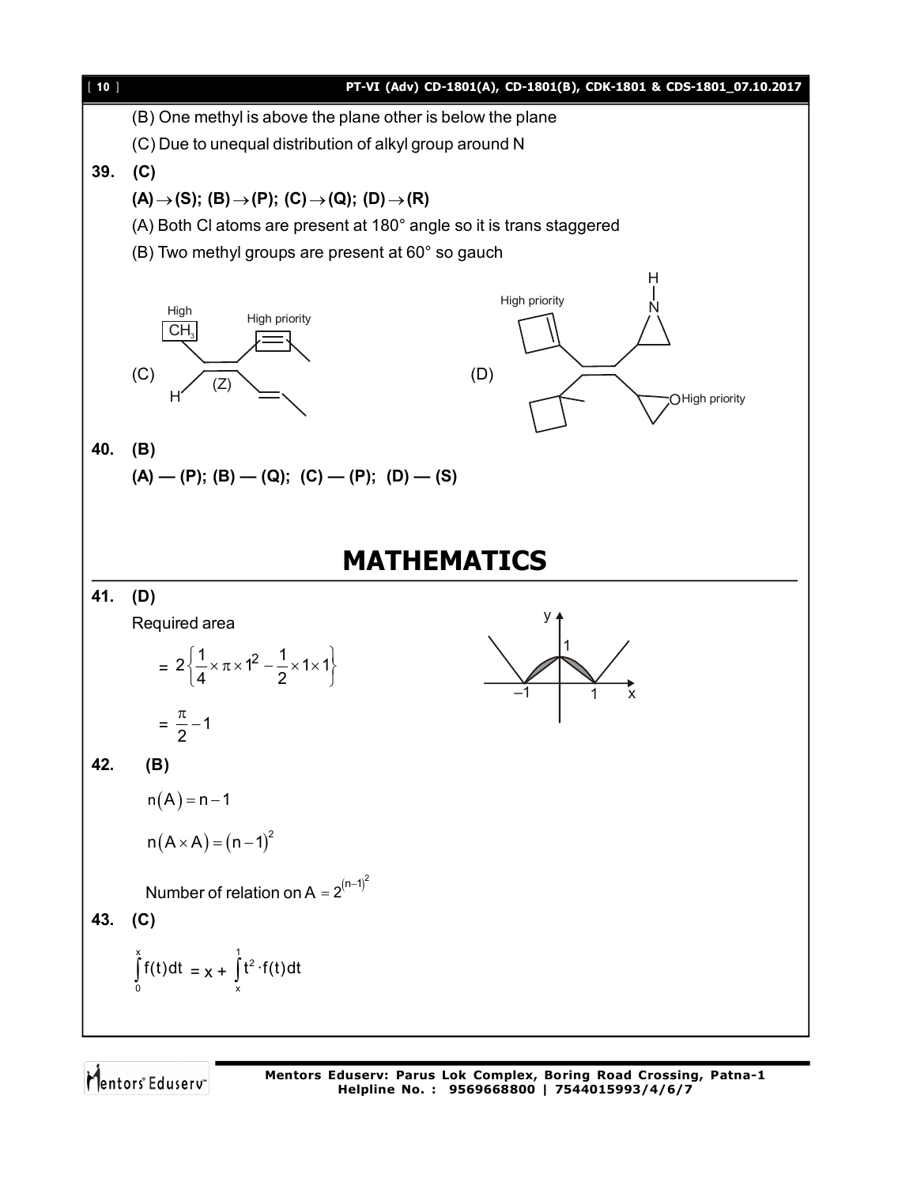(B) One methyl is above the plane other is below the plane

(C) Due to unequal distribution of alkyl group around N

**39. (C)**

**(A) → (S); (B) → (P); (C) → (Q); (D) → (R)**

(A) Both Cl atoms are present at 180° angle so it is trans staggered

(B) Two methyl groups are present at 60° so gauch

(C) High $CH_3$ ... High priority ... (Z) ... H

(D) High priority ... High priority

**40. (B)**

**(A) — (P); (B) — (Q); (C) — (P); (D) — (S)**

# MATHEMATICS

**41. (D)**

Required area

$$= 2\left\{\frac{1}{4}\times\pi\times1^2 - \frac{1}{2}\times1\times1\right\}$$

$$= \frac{\pi}{2} - 1$$

**42. (B)**

$$n(A) = n - 1$$

$$n(A \times A) = (n-1)^2$$

Number of relation on A $= 2^{(n-1)^2}$

**43. (C)**

$$\int_0^x f(t)dt = x + \int_x^1 t^2 \cdot f(t)dt$$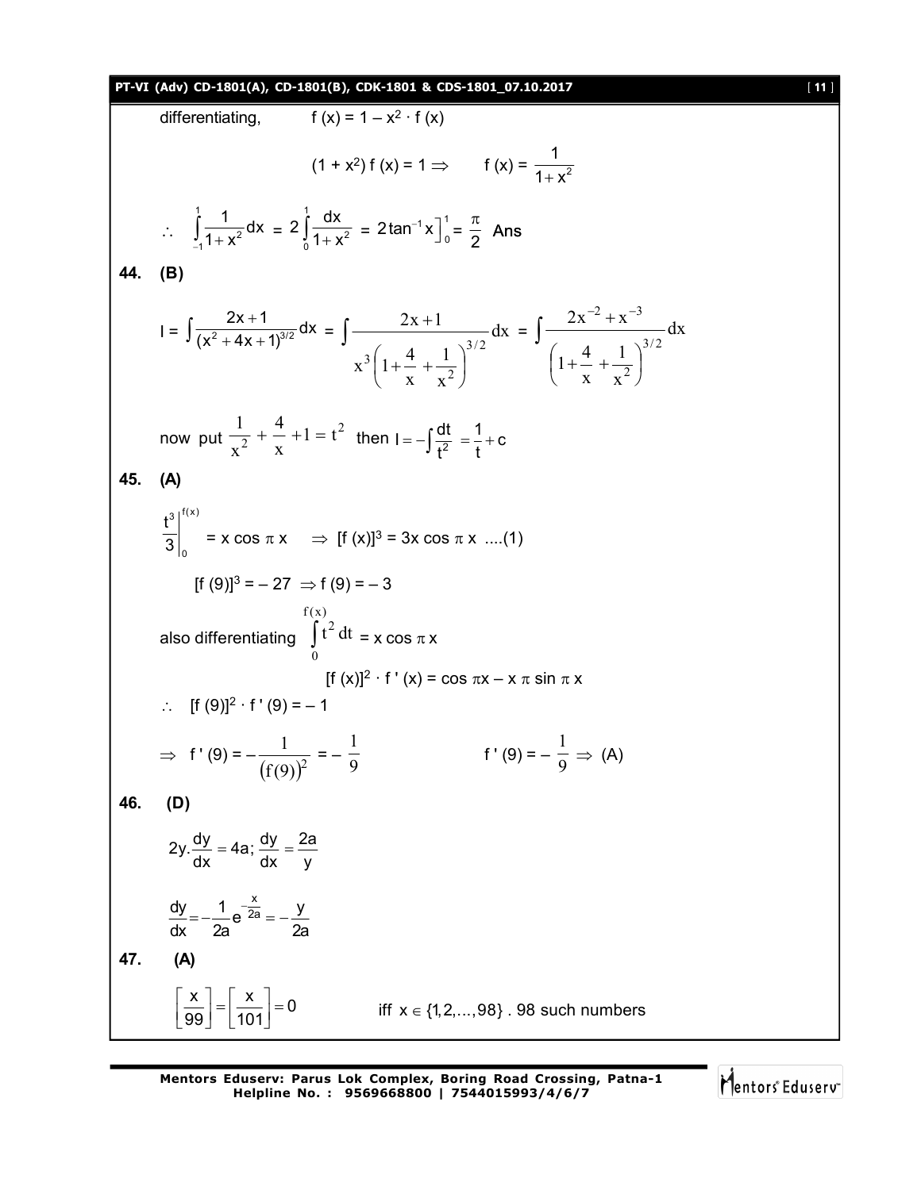differentiating, $f(x) = 1 - x^2 \cdot f(x)$

$$(1 + x^2)\, f(x) = 1 \Rightarrow \qquad f(x) = \frac{1}{1+x^2}$$

$$\therefore \quad \int_{-1}^{1} \frac{1}{1+x^2}dx = 2\int_{0}^{1} \frac{dx}{1+x^2} = 2\tan^{-1}x\Big]_0^1 = \frac{\pi}{2} \text{ Ans}$$

**44. (B)**

$$I = \int \frac{2x+1}{(x^2+4x+1)^{3/2}}dx = \int \frac{2x+1}{x^3\left(1+\frac{4}{x}+\frac{1}{x^2}\right)^{3/2}}dx = \int \frac{2x^{-2}+x^{-3}}{\left(1+\frac{4}{x}+\frac{1}{x^2}\right)^{3/2}}dx$$

now put $\frac{1}{x^2} + \frac{4}{x} + 1 = t^2$ then $I = -\int \frac{dt}{t^2} = \frac{1}{t} + c$

**45. (A)**

$$\left.\frac{t^3}{3}\right|_0^{f(x)} = x\cos\pi x \quad \Rightarrow [f(x)]^3 = 3x\cos\pi x \;....(1)$$

$$[f(9)]^3 = -27 \Rightarrow f(9) = -3$$

also differentiating $\int_0^{f(x)} t^2\,dt = x\cos\pi x$

$$[f(x)]^2 \cdot f'(x) = \cos\pi x - x\pi\sin\pi x$$

$\therefore \quad [f(9)]^2 \cdot f'(9) = -1$

$$\Rightarrow f'(9) = -\frac{1}{(f(9))^2} = -\frac{1}{9} \qquad\qquad f'(9) = -\frac{1}{9} \Rightarrow \text{(A)}$$

**46. (D)**

$$2y.\frac{dy}{dx} = 4a;\ \frac{dy}{dx} = \frac{2a}{y}$$

$$\frac{dy}{dx} = -\frac{1}{2a}e^{-\frac{x}{2a}} = -\frac{y}{2a}$$

**47. (A)**

$$\left[\frac{x}{99}\right] = \left[\frac{x}{101}\right] = 0$$ iff $x \in \{1, 2, ..., 98\}$. 98 such numbers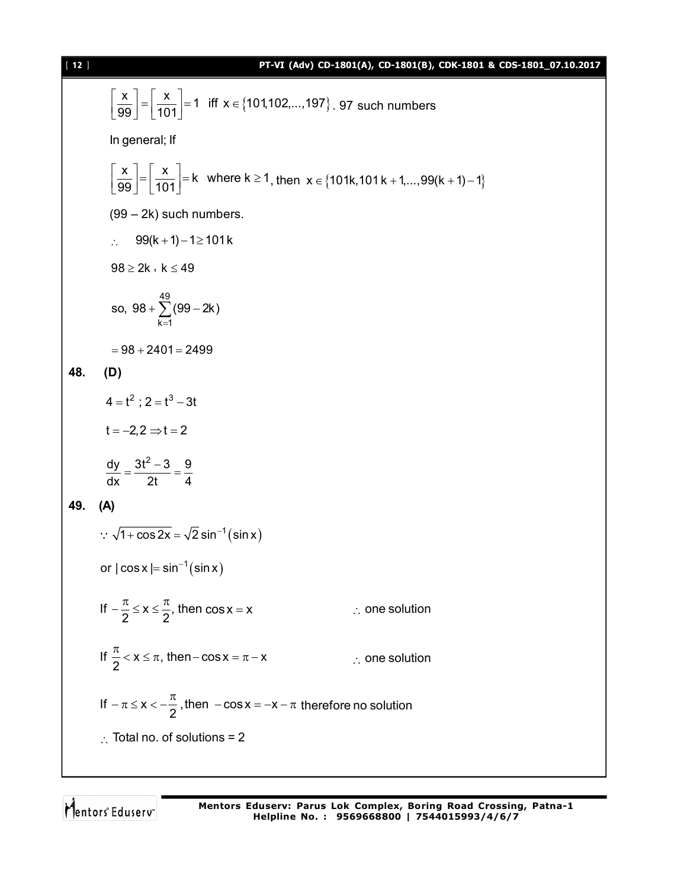$\left[\frac{x}{99}\right]=\left[\frac{x}{101}\right]=1$ iff $x\in\{101,102,...,197\}$. 97 such numbers

In general; If

$\left[\frac{x}{99}\right]=\left[\frac{x}{101}\right]=k$ where $k\geq 1$, then $x\in\{101k,101k+1,...,99(k+1)-1\}$

(99 – 2k) such numbers.

$\therefore\quad 99(k+1)-1\geq 101k$

$98\geq 2k$, $k\leq 49$

so, $98+\sum_{k=1}^{49}(99-2k)$

$=98+2401=2499$

**48. (D)**

$4=t^2$ ; $2=t^3-3t$

$t=-2,2\Rightarrow t=2$

$\frac{dy}{dx}=\frac{3t^2-3}{2t}=\frac{9}{4}$

**49. (A)**

$\because \sqrt{1+\cos 2x}=\sqrt{2}\sin^{-1}(\sin x)$

or $|\cos x|=\sin^{-1}(\sin x)$

If $-\frac{\pi}{2}\leq x\leq\frac{\pi}{2}$, then $\cos x=x$ $\qquad\therefore$ one solution

If $\frac{\pi}{2}<x\leq\pi$, then $-\cos x=\pi-x$ $\qquad\therefore$ one solution

If $-\pi\leq x<-\frac{\pi}{2}$, then $-\cos x=-x-\pi$ therefore no solution

$\therefore$ Total no. of solutions = 2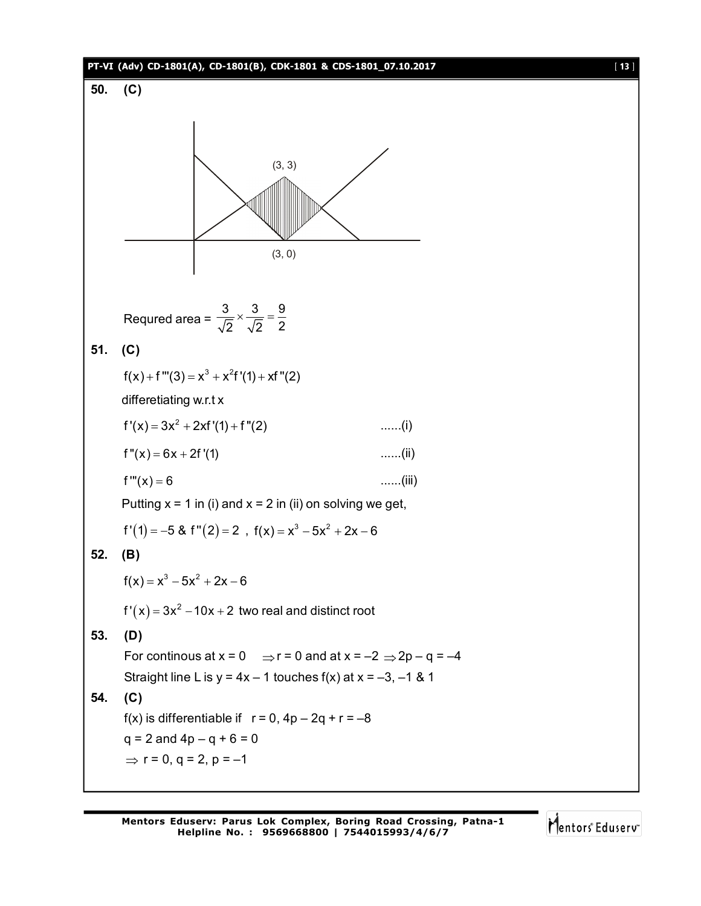**50. (C)**

(3, 3)

(3, 0)

Requred area = $\frac{3}{\sqrt{2}} \times \frac{3}{\sqrt{2}} = \frac{9}{2}$

**51. (C)**

$f(x) + f'''(3) = x^3 + x^2 f'(1) + x f''(2)$

differetiating w.r.t x

$f'(x) = 3x^2 + 2x f'(1) + f''(2)$ ......(i)

$f''(x) = 6x + 2f'(1)$ ......(ii)

$f'''(x) = 6$ ......(iii)

Putting x = 1 in (i) and x = 2 in (ii) on solving we get,

$f'(1) = -5$ & $f''(2) = 2$ , $f(x) = x^3 - 5x^2 + 2x - 6$

**52. (B)**

$f(x) = x^3 - 5x^2 + 2x - 6$

$f'(x) = 3x^2 - 10x + 2$ two real and distinct root

**53. (D)**

For continous at x = 0 $\Rightarrow$ r = 0 and at x = –2 $\Rightarrow$ 2p – q = –4

Straight line L is y = 4x – 1 touches f(x) at x = –3, –1 & 1

**54. (C)**

f(x) is differentiable if r = 0, 4p – 2q + r = –8

q = 2 and 4p – q + 6 = 0

$\Rightarrow$ r = 0, q = 2, p = –1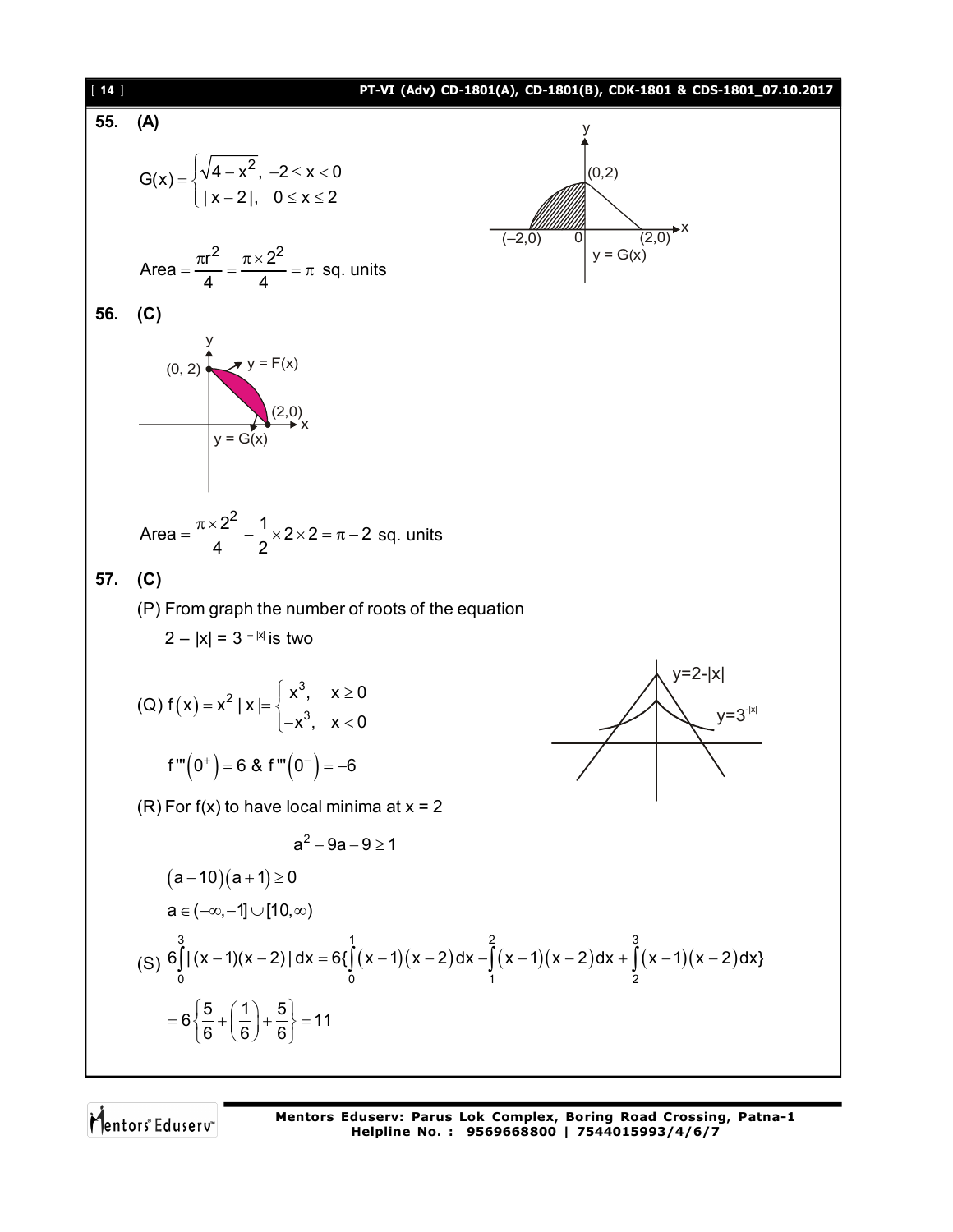**55. (A)**

$$G(x) = \begin{cases} \sqrt{4-x^2}, & -2 \le x < 0 \\ |x-2|, & 0 \le x \le 2 \end{cases}$$

$$\text{Area} = \frac{\pi r^2}{4} = \frac{\pi \times 2^2}{4} = \pi \text{ sq. units}$$

**56. (C)**

$$\text{Area} = \frac{\pi \times 2^2}{4} - \frac{1}{2} \times 2 \times 2 = \pi - 2 \text{ sq. units}$$

**57. (C)**

(P) From graph the number of roots of the equation

$2 - |x| = 3^{-|x|}$ is two

(Q) $f(x) = x^2|x| = \begin{cases} x^3, & x \ge 0 \\ -x^3, & x < 0 \end{cases}$

$f'''(0^+) = 6$ & $f'''(0^-) = -6$

(R) For f(x) to have local minima at x = 2

$$a^2 - 9a - 9 \ge 1$$

$(a-10)(a+1) \ge 0$

$a \in (-\infty, -1] \cup [10, \infty)$

(S) $6\int_0^3 |(x-1)(x-2)|\,dx = 6\{\int_0^1 (x-1)(x-2)\,dx - \int_1^2 (x-1)(x-2)\,dx + \int_2^3 (x-1)(x-2)\,dx\}$

$= 6\left\{\frac{5}{6} + \left(\frac{1}{6}\right) + \frac{5}{6}\right\} = 11$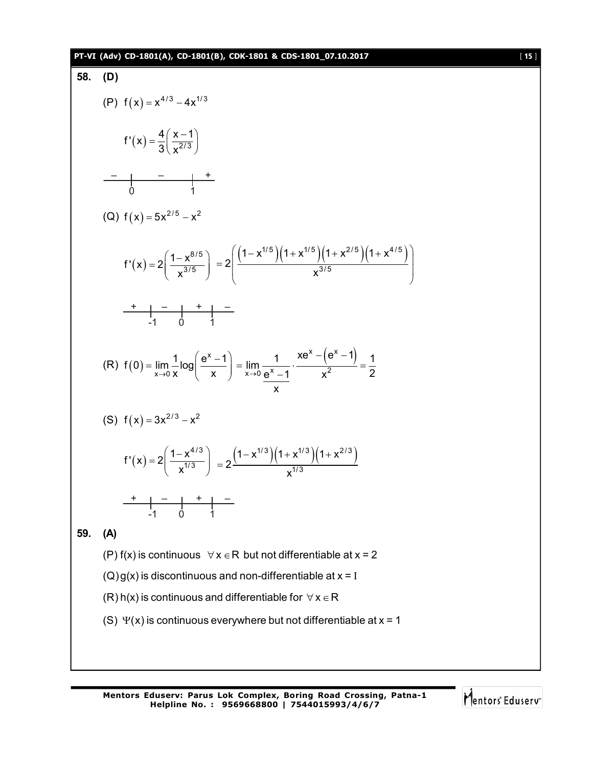**58. (D)**

(P) $f(x) = x^{4/3} - 4x^{1/3}$

$$f'(x) = \frac{4}{3}\left(\frac{x-1}{x^{2/3}}\right)$$

$$\begin{array}{ccccc} - & | & - & | & + \\ & 0 & & 1 & \end{array}$$

(Q) $f(x) = 5x^{2/5} - x^2$

$$f'(x) = 2\left(\frac{1-x^{8/5}}{x^{3/5}}\right) = 2\left(\frac{\left(1-x^{1/5}\right)\left(1+x^{1/5}\right)\left(1+x^{2/5}\right)\left(1+x^{4/5}\right)}{x^{3/5}}\right)$$

$$\begin{array}{ccccccc} + & | & - & | & + & | & - \\ & -1 & & 0 & & 1 & \end{array}$$

(R) $$f(0) = \lim_{x\to 0}\frac{1}{x}\log\left(\frac{e^x-1}{x}\right) = \lim_{x\to 0}\frac{1}{\frac{e^x-1}{x}}\cdot\frac{xe^x-\left(e^x-1\right)}{x^2} = \frac{1}{2}$$

(S) $f(x) = 3x^{2/3} - x^2$

$$f'(x) = 2\left(\frac{1-x^{4/3}}{x^{1/3}}\right) = 2\frac{\left(1-x^{1/3}\right)\left(1+x^{1/3}\right)\left(1+x^{2/3}\right)}{x^{1/3}}$$

$$\begin{array}{ccccccc} + & | & - & | & + & | & - \\ & -1 & & 0 & & 1 & \end{array}$$

**59. (A)**

(P) f(x) is continuous $\forall x \in R$ but not differentiable at x = 2

(Q) g(x) is discontinuous and non-differentiable at x = I

(R) h(x) is continuous and differentiable for $\forall x \in R$

(S) $\Psi(x)$ is continuous everywhere but not differentiable at x = 1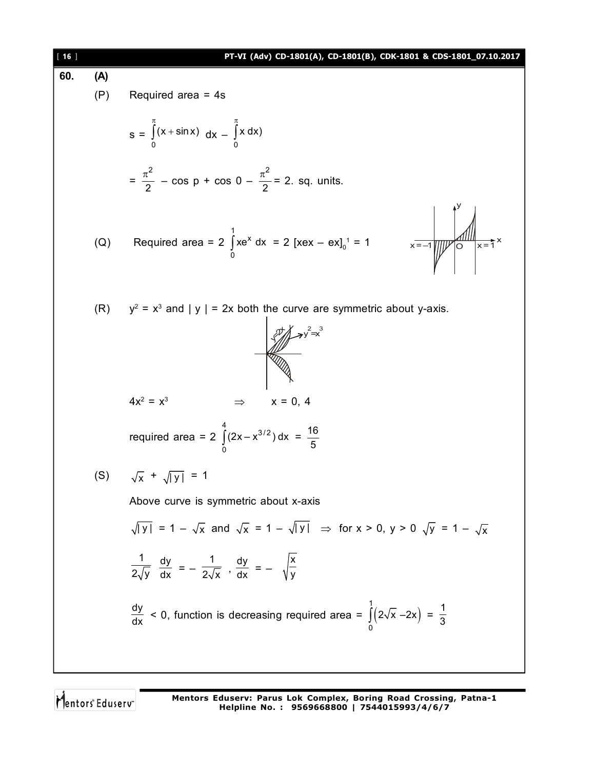**60. (A)**

(P) Required area = 4s

$$s = \int_0^{\pi} (x + \sin x)\ dx - \int_0^{\pi} x\ dx)$$

$$= \frac{\pi^2}{2} - \cos p + \cos 0 - \frac{\pi^2}{2} = 2.\ \text{sq. units.}$$

(Q) Required area = $2 \int_0^1 xe^x\ dx = 2\ [xex - ex]_0^1 = 1$

y

x=–1 O x=1 x

(R) $y^2 = x^3$ and $|\ y\ | = 2x$ both the curve are symmetric about y-axis.

$y^2=x^3$

$4x^2 = x^3 \qquad \Rightarrow \qquad x = 0, 4$

$$\text{required area} = 2 \int_0^4 (2x - x^{3/2})\ dx = \frac{16}{5}$$

(S) $\sqrt{x} + \sqrt{|y|} = 1$

Above curve is symmetric about x-axis

$\sqrt{|y|} = 1 - \sqrt{x}$ and $\sqrt{x} = 1 - \sqrt{|y|} \ \Rightarrow$ for $x > 0$, $y > 0$ $\sqrt{y} = 1 - \sqrt{x}$

$$\frac{1}{2\sqrt{y}} \frac{dy}{dx} = -\frac{1}{2\sqrt{x}}\ ,\ \frac{dy}{dx} = -\sqrt{\frac{x}{y}}$$

$\frac{dy}{dx} < 0$, function is decreasing required area = $\int_0^1 \left(2\sqrt{x} - 2x\right) = \frac{1}{3}$